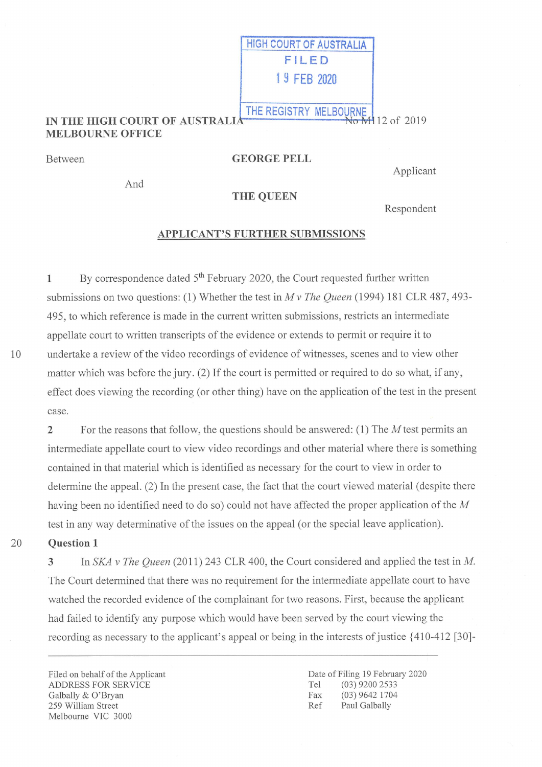HIGH COURT OF AUSTRALIA
FILED
19 FEB 2020
THE REGISTRY MELBOURNE

**IN THE HIGH COURT OF AUSTRALIA**
**MELBOURNE OFFICE**

No M112 of 2019

Between **GEORGE PELL** Applicant

And **THE QUEEN** Respondent

## APPLICANT'S FURTHER SUBMISSIONS

1 By correspondence dated 5th February 2020, the Court requested further written submissions on two questions: (1) Whether the test in *M v The Queen* (1994) 181 CLR 487, 493-495, to which reference is made in the current written submissions, restricts an intermediate appellate court to written transcripts of the evidence or extends to permit or require it to undertake a review of the video recordings of evidence of witnesses, scenes and to view other matter which was before the jury. (2) If the court is permitted or required to do so what, if any, effect does viewing the recording (or other thing) have on the application of the test in the present case.

2 For the reasons that follow, the questions should be answered: (1) The *M* test permits an intermediate appellate court to view video recordings and other material where there is something contained in that material which is identified as necessary for the court to view in order to determine the appeal. (2) In the present case, the fact that the court viewed material (despite there having been no identified need to do so) could not have affected the proper application of the *M* test in any way determinative of the issues on the appeal (or the special leave application).

**Question 1**

3 In *SKA v The Queen* (2011) 243 CLR 400, the Court considered and applied the test in *M*. The Court determined that there was no requirement for the intermediate appellate court to have watched the recorded evidence of the complainant for two reasons. First, because the applicant had failed to identify any purpose which would have been served by the court viewing the recording as necessary to the applicant's appeal or being in the interests of justice {410-412 [30]-

Filed on behalf of the Applicant
ADDRESS FOR SERVICE
Galbally & O'Bryan
259 William Street
Melbourne VIC 3000

Date of Filing 19 February 2020
Tel (03) 9200 2533
Fax (03) 9642 1704
Ref Paul Galbally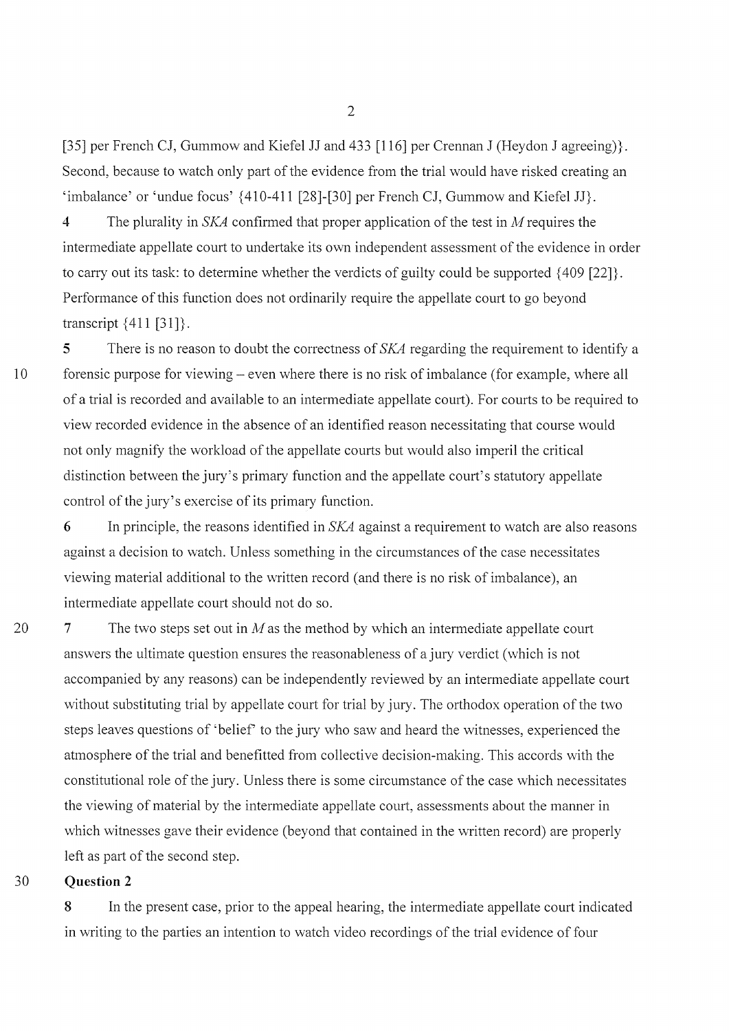[35] per French CJ, Gummow and Kiefel JJ and 433 [116] per Crennan J (Heydon J agreeing)}. Second, because to watch only part of the evidence from the trial would have risked creating an 'imbalance' or 'undue focus' {410-411 [28]-[30] per French CJ, Gummow and Kiefel JJ}.

**4** The plurality in *SKA* confirmed that proper application of the test in *M* requires the intermediate appellate court to undertake its own independent assessment of the evidence in order to carry out its task: to determine whether the verdicts of guilty could be supported {409 [22]}. Performance of this function does not ordinarily require the appellate court to go beyond transcript {411 [31]}.

**5** There is no reason to doubt the correctness of *SKA* regarding the requirement to identify a forensic purpose for viewing – even where there is no risk of imbalance (for example, where all of a trial is recorded and available to an intermediate appellate court). For courts to be required to view recorded evidence in the absence of an identified reason necessitating that course would not only magnify the workload of the appellate courts but would also imperil the critical distinction between the jury's primary function and the appellate court's statutory appellate control of the jury's exercise of its primary function.

**6** In principle, the reasons identified in *SKA* against a requirement to watch are also reasons against a decision to watch. Unless something in the circumstances of the case necessitates viewing material additional to the written record (and there is no risk of imbalance), an intermediate appellate court should not do so.

**7** The two steps set out in *M* as the method by which an intermediate appellate court answers the ultimate question ensures the reasonableness of a jury verdict (which is not accompanied by any reasons) can be independently reviewed by an intermediate appellate court without substituting trial by appellate court for trial by jury. The orthodox operation of the two steps leaves questions of 'belief' to the jury who saw and heard the witnesses, experienced the atmosphere of the trial and benefitted from collective decision-making. This accords with the constitutional role of the jury. Unless there is some circumstance of the case which necessitates the viewing of material by the intermediate appellate court, assessments about the manner in which witnesses gave their evidence (beyond that contained in the written record) are properly left as part of the second step.

**Question 2**

**8** In the present case, prior to the appeal hearing, the intermediate appellate court indicated in writing to the parties an intention to watch video recordings of the trial evidence of four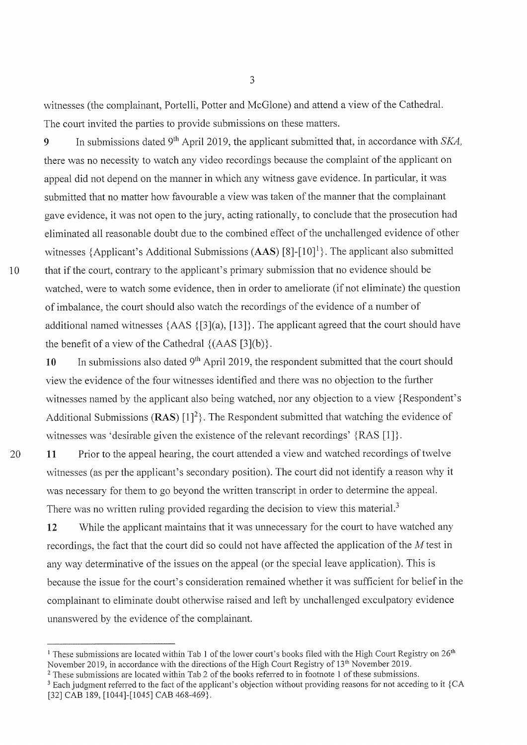witnesses (the complainant, Portelli, Potter and McGlone) and attend a view of the Cathedral. The court invited the parties to provide submissions on these matters.

**9** In submissions dated 9th April 2019, the applicant submitted that, in accordance with *SKA*, there was no necessity to watch any video recordings because the complaint of the applicant on appeal did not depend on the manner in which any witness gave evidence. In particular, it was submitted that no matter how favourable a view was taken of the manner that the complainant gave evidence, it was not open to the jury, acting rationally, to conclude that the prosecution had eliminated all reasonable doubt due to the combined effect of the unchallenged evidence of other witnesses {Applicant's Additional Submissions (**AAS**) [8]-[10][1]}. The applicant also submitted that if the court, contrary to the applicant's primary submission that no evidence should be watched, were to watch some evidence, then in order to ameliorate (if not eliminate) the question of imbalance, the court should also watch the recordings of the evidence of a number of additional named witnesses {AAS {[3](a), [13]}. The applicant agreed that the court should have the benefit of a view of the Cathedral {(AAS [3](b)}.

**10** In submissions also dated 9th April 2019, the respondent submitted that the court should view the evidence of the four witnesses identified and there was no objection to the further witnesses named by the applicant also being watched, nor any objection to a view {Respondent's Additional Submissions (**RAS**) [1][2]}. The Respondent submitted that watching the evidence of witnesses was 'desirable given the existence of the relevant recordings' {RAS [1]}.

**11** Prior to the appeal hearing, the court attended a view and watched recordings of twelve witnesses (as per the applicant's secondary position). The court did not identify a reason why it was necessary for them to go beyond the written transcript in order to determine the appeal. There was no written ruling provided regarding the decision to view this material.[3]

**12** While the applicant maintains that it was unnecessary for the court to have watched any recordings, the fact that the court did so could not have affected the application of the *M* test in any way determinative of the issues on the appeal (or the special leave application). This is because the issue for the court's consideration remained whether it was sufficient for belief in the complainant to eliminate doubt otherwise raised and left by unchallenged exculpatory evidence unanswered by the evidence of the complainant.

---

[1] These submissions are located within Tab 1 of the lower court's books filed with the High Court Registry on 26th November 2019, in accordance with the directions of the High Court Registry of 13th November 2019.

[2] These submissions are located within Tab 2 of the books referred to in footnote 1 of these submissions.

[3] Each judgment referred to the fact of the applicant's objection without providing reasons for not acceding to it {CA [32] CAB 189, [1044]-[1045] CAB 468-469}.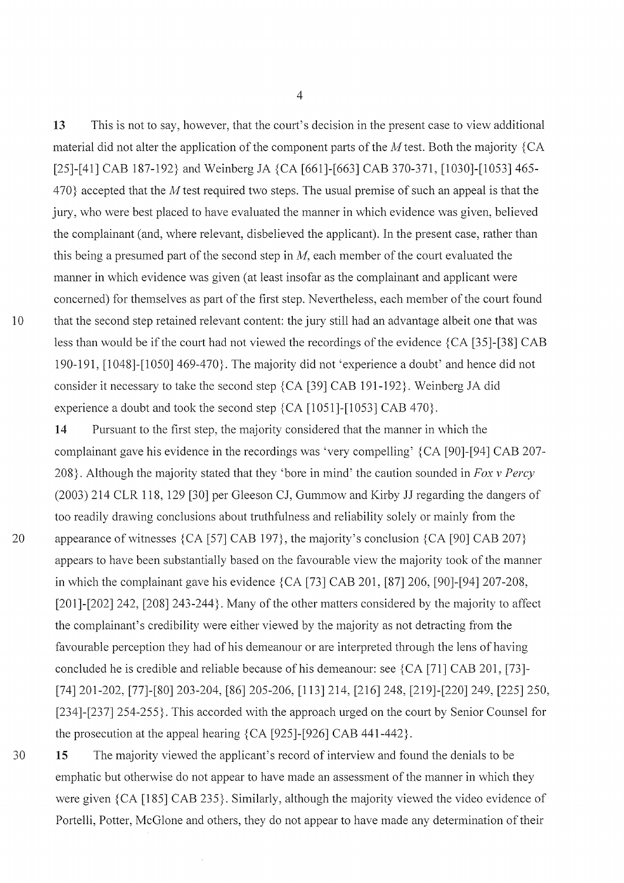**13** This is not to say, however, that the court's decision in the present case to view additional material did not alter the application of the component parts of the *M* test. Both the majority {CA [25]-[41] CAB 187-192} and Weinberg JA {CA [661]-[663] CAB 370-371, [1030]-[1053] 465-470} accepted that the *M* test required two steps. The usual premise of such an appeal is that the jury, who were best placed to have evaluated the manner in which evidence was given, believed the complainant (and, where relevant, disbelieved the applicant). In the present case, rather than this being a presumed part of the second step in *M*, each member of the court evaluated the manner in which evidence was given (at least insofar as the complainant and applicant were concerned) for themselves as part of the first step. Nevertheless, each member of the court found that the second step retained relevant content: the jury still had an advantage albeit one that was less than would be if the court had not viewed the recordings of the evidence {CA [35]-[38] CAB 190-191, [1048]-[1050] 469-470}. The majority did not 'experience a doubt' and hence did not consider it necessary to take the second step {CA [39] CAB 191-192}. Weinberg JA did experience a doubt and took the second step {CA [1051]-[1053] CAB 470}.

**14** Pursuant to the first step, the majority considered that the manner in which the complainant gave his evidence in the recordings was 'very compelling' {CA [90]-[94] CAB 207-208}. Although the majority stated that they 'bore in mind' the caution sounded in *Fox v Percy* (2003) 214 CLR 118, 129 [30] per Gleeson CJ, Gummow and Kirby JJ regarding the dangers of too readily drawing conclusions about truthfulness and reliability solely or mainly from the appearance of witnesses {CA [57] CAB 197}, the majority's conclusion {CA [90] CAB 207} appears to have been substantially based on the favourable view the majority took of the manner in which the complainant gave his evidence {CA [73] CAB 201, [87] 206, [90]-[94] 207-208, [201]-[202] 242, [208] 243-244}. Many of the other matters considered by the majority to affect the complainant's credibility were either viewed by the majority as not detracting from the favourable perception they had of his demeanour or are interpreted through the lens of having concluded he is credible and reliable because of his demeanour: see {CA [71] CAB 201, [73]-[74] 201-202, [77]-[80] 203-204, [86] 205-206, [113] 214, [216] 248, [219]-[220] 249, [225] 250, [234]-[237] 254-255}. This accorded with the approach urged on the court by Senior Counsel for the prosecution at the appeal hearing {CA [925]-[926] CAB 441-442}.

**15** The majority viewed the applicant's record of interview and found the denials to be emphatic but otherwise do not appear to have made an assessment of the manner in which they were given {CA [185] CAB 235}. Similarly, although the majority viewed the video evidence of Portelli, Potter, McGlone and others, they do not appear to have made any determination of their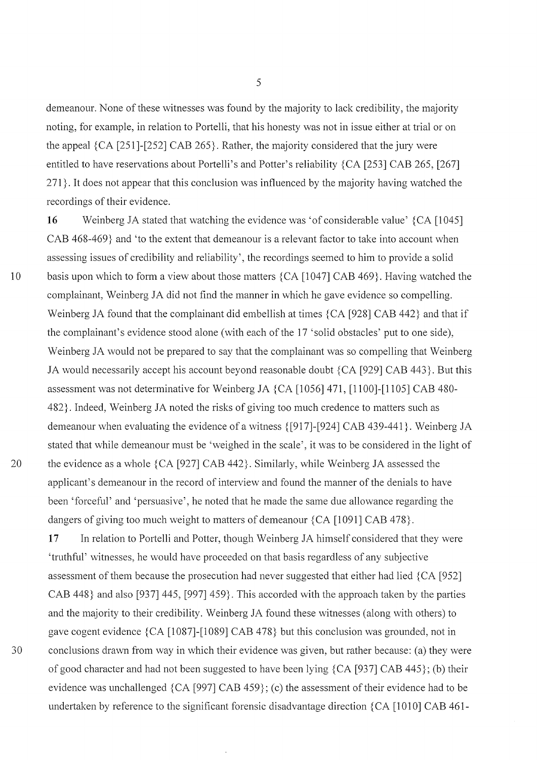demeanour. None of these witnesses was found by the majority to lack credibility, the majority noting, for example, in relation to Portelli, that his honesty was not in issue either at trial or on the appeal {CA [251]-[252] CAB 265}. Rather, the majority considered that the jury were entitled to have reservations about Portelli's and Potter's reliability {CA [253] CAB 265, [267] 271}. It does not appear that this conclusion was influenced by the majority having watched the recordings of their evidence.

**16** Weinberg JA stated that watching the evidence was 'of considerable value' {CA [1045] CAB 468-469} and 'to the extent that demeanour is a relevant factor to take into account when assessing issues of credibility and reliability', the recordings seemed to him to provide a solid basis upon which to form a view about those matters {CA [1047] CAB 469}. Having watched the complainant, Weinberg JA did not find the manner in which he gave evidence so compelling. Weinberg JA found that the complainant did embellish at times {CA [928] CAB 442} and that if the complainant's evidence stood alone (with each of the 17 'solid obstacles' put to one side), Weinberg JA would not be prepared to say that the complainant was so compelling that Weinberg JA would necessarily accept his account beyond reasonable doubt {CA [929] CAB 443}. But this assessment was not determinative for Weinberg JA {CA [1056] 471, [1100]-[1105] CAB 480-482}. Indeed, Weinberg JA noted the risks of giving too much credence to matters such as demeanour when evaluating the evidence of a witness {[917]-[924] CAB 439-441}. Weinberg JA stated that while demeanour must be 'weighed in the scale', it was to be considered in the light of the evidence as a whole {CA [927] CAB 442}. Similarly, while Weinberg JA assessed the applicant's demeanour in the record of interview and found the manner of the denials to have been 'forceful' and 'persuasive', he noted that he made the same due allowance regarding the dangers of giving too much weight to matters of demeanour {CA [1091] CAB 478}.

**17** In relation to Portelli and Potter, though Weinberg JA himself considered that they were 'truthful' witnesses, he would have proceeded on that basis regardless of any subjective assessment of them because the prosecution had never suggested that either had lied {CA [952] CAB 448} and also [937] 445, [997] 459}. This accorded with the approach taken by the parties and the majority to their credibility. Weinberg JA found these witnesses (along with others) to gave cogent evidence {CA [1087]-[1089] CAB 478} but this conclusion was grounded, not in conclusions drawn from way in which their evidence was given, but rather because: (a) they were of good character and had not been suggested to have been lying {CA [937] CAB 445}; (b) their evidence was unchallenged {CA [997] CAB 459}; (c) the assessment of their evidence had to be undertaken by reference to the significant forensic disadvantage direction {CA [1010] CAB 461-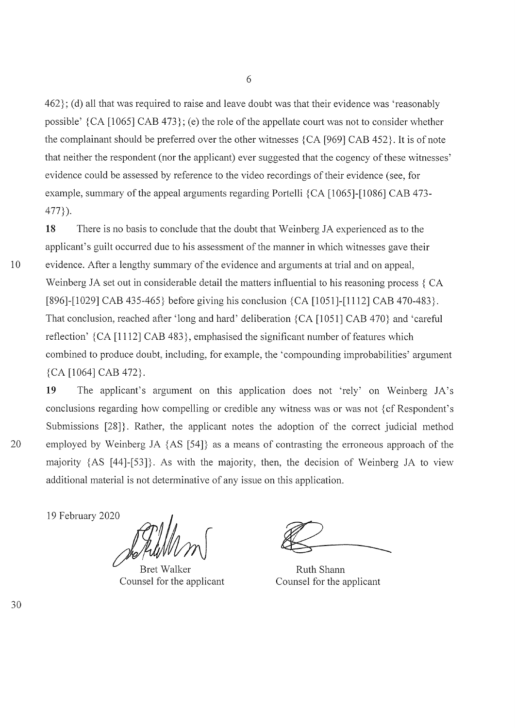462}; (d) all that was required to raise and leave doubt was that their evidence was 'reasonably possible' {CA [1065] CAB 473}; (e) the role of the appellate court was not to consider whether the complainant should be preferred over the other witnesses {CA [969] CAB 452}. It is of note that neither the respondent (nor the applicant) ever suggested that the cogency of these witnesses' evidence could be assessed by reference to the video recordings of their evidence (see, for example, summary of the appeal arguments regarding Portelli {CA [1065]-[1086] CAB 473-477}).

**18** There is no basis to conclude that the doubt that Weinberg JA experienced as to the applicant's guilt occurred due to his assessment of the manner in which witnesses gave their evidence. After a lengthy summary of the evidence and arguments at trial and on appeal, Weinberg JA set out in considerable detail the matters influential to his reasoning process { CA [896]-[1029] CAB 435-465} before giving his conclusion {CA [1051]-[1112] CAB 470-483}. That conclusion, reached after 'long and hard' deliberation {CA [1051] CAB 470} and 'careful reflection' {CA [1112] CAB 483}, emphasised the significant number of features which combined to produce doubt, including, for example, the 'compounding improbabilities' argument {CA [1064] CAB 472}.

**19** The applicant's argument on this application does not 'rely' on Weinberg JA's conclusions regarding how compelling or credible any witness was or was not {cf Respondent's Submissions [28]}. Rather, the applicant notes the adoption of the correct judicial method employed by Weinberg JA {AS [54]} as a means of contrasting the erroneous approach of the majority {AS [44]-[53]}. As with the majority, then, the decision of Weinberg JA to view additional material is not determinative of any issue on this application.

19 February 2020

Bret Walker
Counsel for the applicant

Ruth Shann
Counsel for the applicant